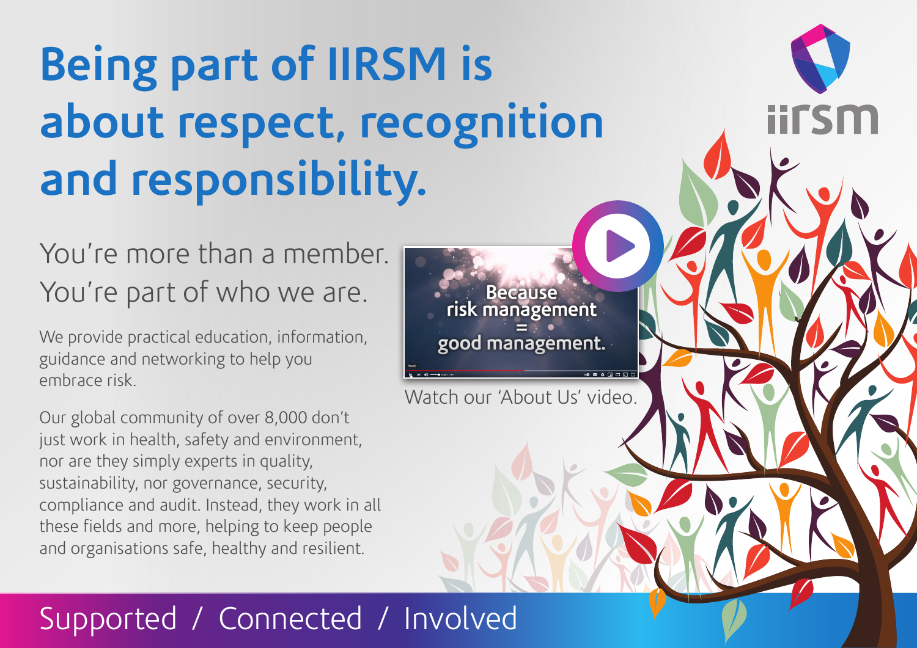# Being part of IIRSM is about respect, recognition and responsibility.

iirsm

## You're more than a member. You're part of who we are.

We provide practical education, information, guidance and networking to help you embrace risk.

Our global community of over 8,000 don't just work in health, safety and environment, nor are they simply experts in quality, sustainability, nor governance, security, compliance and audit. Instead, they work in all these fields and more, helping to keep people and organisations safe, healthy and resilient.

Because risk management = good management.

Watch our 'About Us' video.

Supported / Connected / Involved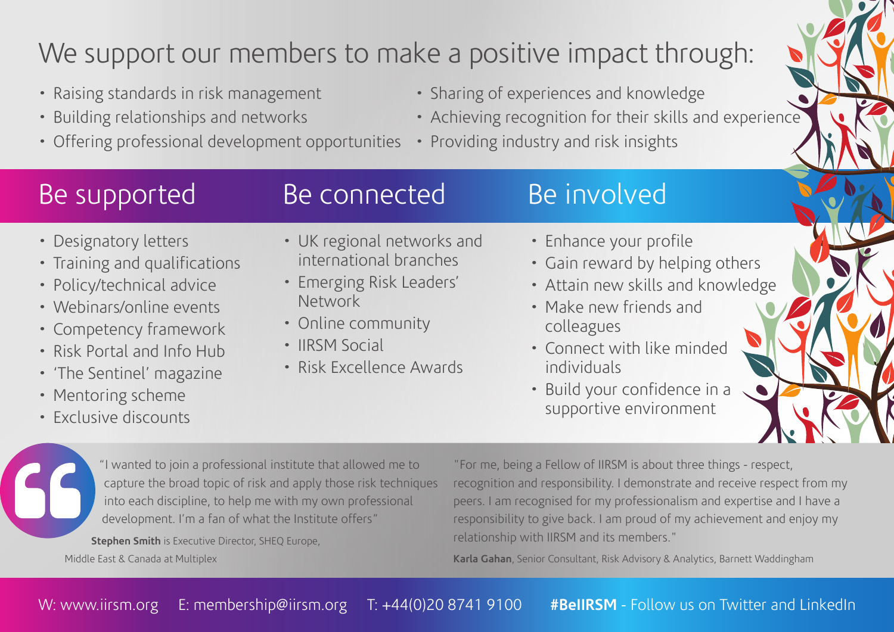# We support our members to make a positive impact through:

- Raising standards in risk management
- Building relationships and networks
- Offering professional development opportunities
- Sharing of experiences and knowledge
- Achieving recognition for their skills and experience
- Providing industry and risk insights

## Be supported

- Designatory letters
- Training and qualifications
- Policy/technical advice
- Webinars/online events
- Competency framework
- Risk Portal and Info Hub
- 'The Sentinel' magazine
- Mentoring scheme
- Exclusive discounts

## Be connected

- UK regional networks and international branches
- Emerging Risk Leaders' Network
- Online community
- IIRSM Social
- Risk Excellence Awards

## Be involved

- Enhance your profile
- Gain reward by helping others
- Attain new skills and knowledge
- Make new friends and colleagues
- Connect with like minded individuals
- Build your confidence in a supportive environment

"I wanted to join a professional institute that allowed me to capture the broad topic of risk and apply those risk techniques into each discipline, to help me with my own professional development. I'm a fan of what the Institute offers"

**Stephen Smith** is Executive Director, SHEQ Europe, Middle East & Canada at Multiplex

"For me, being a Fellow of IIRSM is about three things - respect, recognition and responsibility. I demonstrate and receive respect from my peers. I am recognised for my professionalism and expertise and I have a responsibility to give back. I am proud of my achievement and enjoy my relationship with IIRSM and its members."

**Karla Gahan**, Senior Consultant, Risk Advisory & Analytics, Barnett Waddingham

W: www.iirsm.org E: membership@iirsm.org T: +44(0)20 8741 9100 **#BeIIRSM** - Follow us on Twitter and LinkedIn